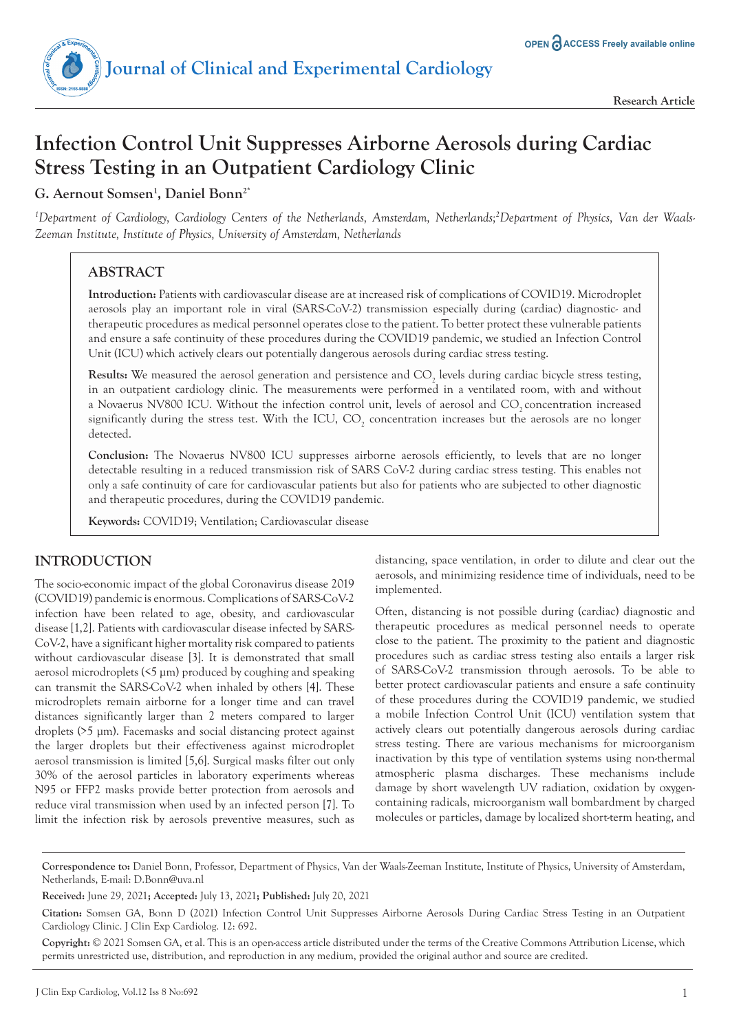Research Article

# Infection Control Unit Suppresses Airborne Aerosols during Cardiac Stress Testing in an Outpatient Cardiology Clinic

**G. Aernout Somsen[1], Daniel Bonn[2*]**

*[1]Department of Cardiology, Cardiology Centers of the Netherlands, Amsterdam, Netherlands;[2]Department of Physics, Van der Waals-Zeeman Institute, Institute of Physics, University of Amsterdam, Netherlands*

## ABSTRACT

**Introduction:** Patients with cardiovascular disease are at increased risk of complications of COVID19. Microdroplet aerosols play an important role in viral (SARS-CoV-2) transmission especially during (cardiac) diagnostic- and therapeutic procedures as medical personnel operates close to the patient. To better protect these vulnerable patients and ensure a safe continuity of these procedures during the COVID19 pandemic, we studied an Infection Control Unit (ICU) which actively clears out potentially dangerous aerosols during cardiac stress testing.

**Results:** We measured the aerosol generation and persistence and $CO_2$ levels during cardiac bicycle stress testing, in an outpatient cardiology clinic. The measurements were performed in a ventilated room, with and without a Novaerus NV800 ICU. Without the infection control unit, levels of aerosol and $CO_2$ concentration increased significantly during the stress test. With the ICU, $CO_2$ concentration increases but the aerosols are no longer detected.

**Conclusion:** The Novaerus NV800 ICU suppresses airborne aerosols efficiently, to levels that are no longer detectable resulting in a reduced transmission risk of SARS CoV-2 during cardiac stress testing. This enables not only a safe continuity of care for cardiovascular patients but also for patients who are subjected to other diagnostic and therapeutic procedures, during the COVID19 pandemic.

**Keywords:** COVID19; Ventilation; Cardiovascular disease

## INTRODUCTION

The socio-economic impact of the global Coronavirus disease 2019 (COVID19) pandemic is enormous. Complications of SARS-CoV-2 infection have been related to age, obesity, and cardiovascular disease [1,2]. Patients with cardiovascular disease infected by SARS-CoV-2, have a significant higher mortality risk compared to patients without cardiovascular disease [3]. It is demonstrated that small aerosol microdroplets (<5 μm) produced by coughing and speaking can transmit the SARS-CoV-2 when inhaled by others [4]. These microdroplets remain airborne for a longer time and can travel distances significantly larger than 2 meters compared to larger droplets (>5 μm). Facemasks and social distancing protect against the larger droplets but their effectiveness against microdroplet aerosol transmission is limited [5,6]. Surgical masks filter out only 30% of the aerosol particles in laboratory experiments whereas N95 or FFP2 masks provide better protection from aerosols and reduce viral transmission when used by an infected person [7]. To limit the infection risk by aerosols preventive measures, such as distancing, space ventilation, in order to dilute and clear out the aerosols, and minimizing residence time of individuals, need to be implemented.

Often, distancing is not possible during (cardiac) diagnostic and therapeutic procedures as medical personnel needs to operate close to the patient. The proximity to the patient and diagnostic procedures such as cardiac stress testing also entails a larger risk of SARS-CoV-2 transmission through aerosols. To be able to better protect cardiovascular patients and ensure a safe continuity of these procedures during the COVID19 pandemic, we studied a mobile Infection Control Unit (ICU) ventilation system that actively clears out potentially dangerous aerosols during cardiac stress testing. There are various mechanisms for microorganism inactivation by this type of ventilation systems using non-thermal atmospheric plasma discharges. These mechanisms include damage by short wavelength UV radiation, oxidation by oxygen-containing radicals, microorganism wall bombardment by charged molecules or particles, damage by localized short-term heating, and

**Correspondence to:** Daniel Bonn, Professor, Department of Physics, Van der Waals-Zeeman Institute, Institute of Physics, University of Amsterdam, Netherlands, E-mail: D.Bonn@uva.nl

**Received:** June 29, 2021**; Accepted:** July 13, 2021**; Published:** July 20, 2021

**Citation:** Somsen GA, Bonn D (2021) Infection Control Unit Suppresses Airborne Aerosols During Cardiac Stress Testing in an Outpatient Cardiology Clinic. J Clin Exp Cardiolog. 12: 692.

**Copyright:** © 2021 Somsen GA, et al. This is an open-access article distributed under the terms of the Creative Commons Attribution License, which permits unrestricted use, distribution, and reproduction in any medium, provided the original author and source are credited.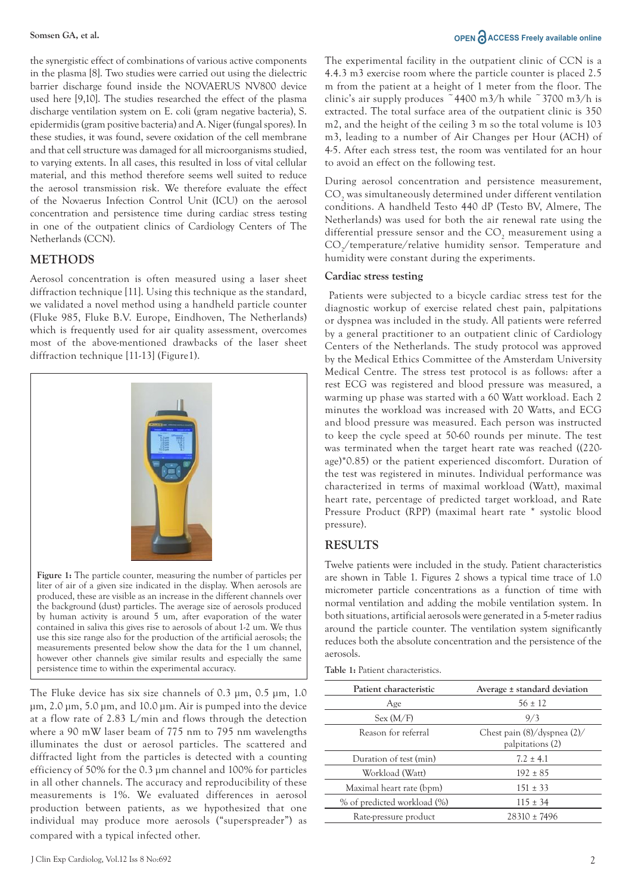the synergistic effect of combinations of various active components in the plasma [8]. Two studies were carried out using the dielectric barrier discharge found inside the NOVAERUS NV800 device used here [9,10]. The studies researched the effect of the plasma discharge ventilation system on E. coli (gram negative bacteria), S. epidermidis (gram positive bacteria) and A. Niger (fungal spores). In these studies, it was found, severe oxidation of the cell membrane and that cell structure was damaged for all microorganisms studied, to varying extents. In all cases, this resulted in loss of vital cellular material, and this method therefore seems well suited to reduce the aerosol transmission risk. We therefore evaluate the effect of the Novaerus Infection Control Unit (ICU) on the aerosol concentration and persistence time during cardiac stress testing in one of the outpatient clinics of Cardiology Centers of The Netherlands (CCN).

## METHODS

Aerosol concentration is often measured using a laser sheet diffraction technique [11]. Using this technique as the standard, we validated a novel method using a handheld particle counter (Fluke 985, Fluke B.V. Europe, Eindhoven, The Netherlands) which is frequently used for air quality assessment, overcomes most of the above-mentioned drawbacks of the laser sheet diffraction technique [11-13] (Figure1).

**Figure 1:** The particle counter, measuring the number of particles per liter of air of a given size indicated in the display. When aerosols are produced, these are visible as an increase in the different channels over the background (dust) particles. The average size of aerosols produced by human activity is around 5 um, after evaporation of the water contained in saliva this gives rise to aerosols of about 1-2 um. We thus use this size range also for the production of the artificial aerosols; the measurements presented below show the data for the 1 um channel, however other channels give similar results and especially the same persistence time to within the experimental accuracy.

The Fluke device has six size channels of 0.3 µm, 0.5 µm, 1.0 µm, 2.0 µm, 5.0 µm, and 10.0 µm. Air is pumped into the device at a flow rate of 2.83 L/min and flows through the detection where a 90 mW laser beam of 775 nm to 795 nm wavelengths illuminates the dust or aerosol particles. The scattered and diffracted light from the particles is detected with a counting efficiency of 50% for the 0.3 µm channel and 100% for particles in all other channels. The accuracy and reproducibility of these measurements is 1%. We evaluated differences in aerosol production between patients, as we hypothesized that one individual may produce more aerosols ("superspreader") as compared with a typical infected other.

The experimental facility in the outpatient clinic of CCN is a 4.4.3 m3 exercise room where the particle counter is placed 2.5 m from the patient at a height of 1 meter from the floor. The clinic's air supply produces ~4400 m3/h while ~3700 m3/h is extracted. The total surface area of the outpatient clinic is 350 m2, and the height of the ceiling 3 m so the total volume is 103 m3, leading to a number of Air Changes per Hour (ACH) of 4-5. After each stress test, the room was ventilated for an hour to avoid an effect on the following test.

During aerosol concentration and persistence measurement, $CO_2$ was simultaneously determined under different ventilation conditions. A handheld Testo 440 dP (Testo BV, Almere, The Netherlands) was used for both the air renewal rate using the differential pressure sensor and the $CO_2$ measurement using a $CO_2$/temperature/relative humidity sensor. Temperature and humidity were constant during the experiments.

### Cardiac stress testing

Patients were subjected to a bicycle cardiac stress test for the diagnostic workup of exercise related chest pain, palpitations or dyspnea was included in the study. All patients were referred by a general practitioner to an outpatient clinic of Cardiology Centers of the Netherlands. The study protocol was approved by the Medical Ethics Committee of the Amsterdam University Medical Centre. The stress test protocol is as follows: after a rest ECG was registered and blood pressure was measured, a warming up phase was started with a 60 Watt workload. Each 2 minutes the workload was increased with 20 Watts, and ECG and blood pressure was measured. Each person was instructed to keep the cycle speed at 50-60 rounds per minute. The test was terminated when the target heart rate was reached ((220-age)*0.85) or the patient experienced discomfort. Duration of the test was registered in minutes. Individual performance was characterized in terms of maximal workload (Watt), maximal heart rate, percentage of predicted target workload, and Rate Pressure Product (RPP) (maximal heart rate * systolic blood pressure).

## RESULTS

Twelve patients were included in the study. Patient characteristics are shown in Table 1. Figures 2 shows a typical time trace of 1.0 micrometer particle concentrations as a function of time with normal ventilation and adding the mobile ventilation system. In both situations, artificial aerosols were generated in a 5-meter radius around the particle counter. The ventilation system significantly reduces both the absolute concentration and the persistence of the aerosols.

**Table 1:** Patient characteristics.

| Patient characteristic | Average ± standard deviation |
|---|---|
| Age | 56 ± 12 |
| Sex (M/F) | 9/3 |
| Reason for referral | Chest pain (8)/dyspnea (2)/ palpitations (2) |
| Duration of test (min) | 7.2 ± 4.1 |
| Workload (Watt) | 192 ± 85 |
| Maximal heart rate (bpm) | 151 ± 33 |
| % of predicted workload (%) | 115 ± 34 |
| Rate-pressure product | 28310 ± 7496 |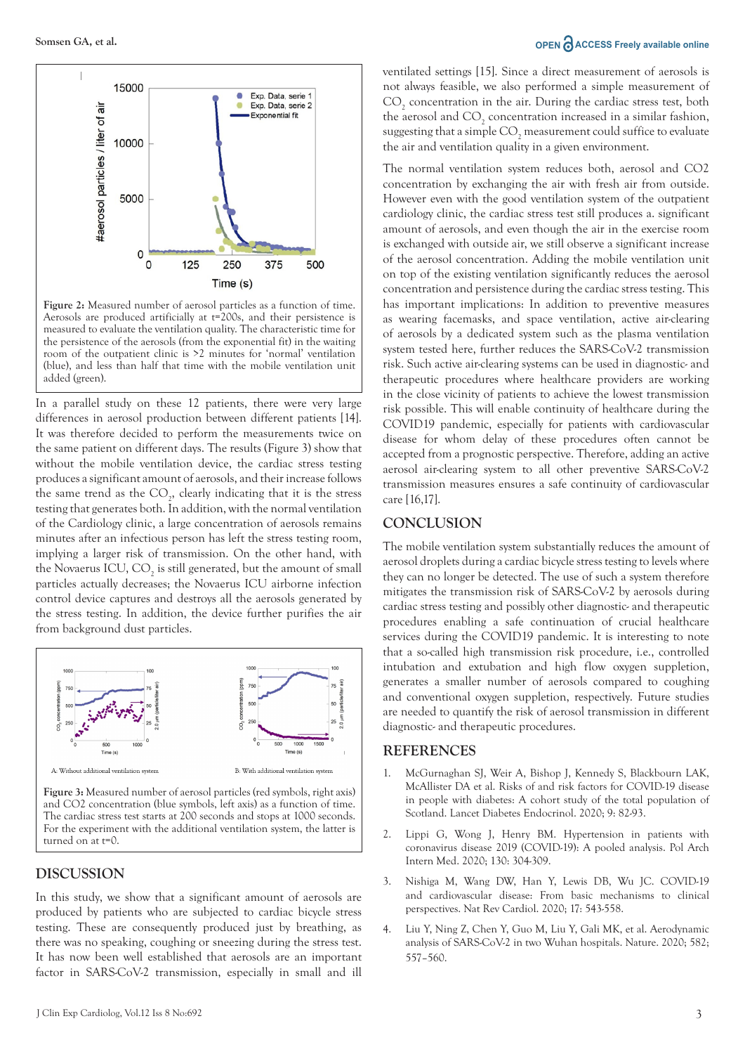Figure 2: Measured number of aerosol particles as a function of time. Aerosols are produced artificially at t=200s, and their persistence is measured to evaluate the ventilation quality. The characteristic time for the persistence of the aerosols (from the exponential fit) in the waiting room of the outpatient clinic is >2 minutes for 'normal' ventilation (blue), and less than half that time with the mobile ventilation unit added (green).

In a parallel study on these 12 patients, there were very large differences in aerosol production between different patients [14]. It was therefore decided to perform the measurements twice on the same patient on different days. The results (Figure 3) show that without the mobile ventilation device, the cardiac stress testing produces a significant amount of aerosols, and their increase follows the same trend as the $CO_2$, clearly indicating that it is the stress testing that generates both. In addition, with the normal ventilation of the Cardiology clinic, a large concentration of aerosols remains minutes after an infectious person has left the stress testing room, implying a larger risk of transmission. On the other hand, with the Novaerus ICU, $CO_2$ is still generated, but the amount of small particles actually decreases; the Novaerus ICU airborne infection control device captures and destroys all the aerosols generated by the stress testing. In addition, the device further purifies the air from background dust particles.

A: Without additional ventilation system

B: With additional ventilation system

Figure 3: Measured number of aerosol particles (red symbols, right axis) and CO2 concentration (blue symbols, left axis) as a function of time. The cardiac stress test starts at 200 seconds and stops at 1000 seconds. For the experiment with the additional ventilation system, the latter is turned on at t=0.

## DISCUSSION

In this study, we show that a significant amount of aerosols are produced by patients who are subjected to cardiac bicycle stress testing. These are consequently produced just by breathing, as there was no speaking, coughing or sneezing during the stress test. It has now been well established that aerosols are an important factor in SARS-CoV-2 transmission, especially in small and ill ventilated settings [15]. Since a direct measurement of aerosols is not always feasible, we also performed a simple measurement of $CO_2$ concentration in the air. During the cardiac stress test, both the aerosol and $CO_2$ concentration increased in a similar fashion, suggesting that a simple $CO_2$ measurement could suffice to evaluate the air and ventilation quality in a given environment.

The normal ventilation system reduces both, aerosol and CO2 concentration by exchanging the air with fresh air from outside. However even with the good ventilation system of the outpatient cardiology clinic, the cardiac stress test still produces a. significant amount of aerosols, and even though the air in the exercise room is exchanged with outside air, we still observe a significant increase of the aerosol concentration. Adding the mobile ventilation unit on top of the existing ventilation system significantly reduces the aerosol concentration and persistence during the cardiac stress testing. This has important implications: In addition to preventive measures as wearing facemasks, and space ventilation, active air-clearing of aerosols by a dedicated system such as the plasma ventilation system tested here, further reduces the SARS-CoV-2 transmission risk. Such active air-clearing systems can be used in diagnostic- and therapeutic procedures where healthcare providers are working in the close vicinity of patients to achieve the lowest transmission risk possible. This will enable continuity of healthcare during the COVID19 pandemic, especially for patients with cardiovascular disease for whom delay of these procedures often cannot be accepted from a prognostic perspective. Therefore, adding an active aerosol air-clearing system to all other preventive SARS-CoV-2 transmission measures ensures a safe continuity of cardiovascular care [16,17].

## CONCLUSION

The mobile ventilation system substantially reduces the amount of aerosol droplets during a cardiac bicycle stress testing to levels where they can no longer be detected. The use of such a system therefore mitigates the transmission risk of SARS-CoV-2 by aerosols during cardiac stress testing and possibly other diagnostic- and therapeutic procedures enabling a safe continuation of crucial healthcare services during the COVID19 pandemic. It is interesting to note that a so-called high transmission risk procedure, i.e., controlled intubation and extubation and high flow oxygen suppletion, generates a smaller number of aerosols compared to coughing and conventional oxygen suppletion, respectively. Future studies are needed to quantify the risk of aerosol transmission in different diagnostic- and therapeutic procedures.

## REFERENCES

1. McGurnaghan SJ, Weir A, Bishop J, Kennedy S, Blackbourn LAK, McAllister DA et al. Risks of and risk factors for COVID-19 disease in people with diabetes: A cohort study of the total population of Scotland. Lancet Diabetes Endocrinol. 2020; 9: 82-93.
2. Lippi G, Wong J, Henry BM. Hypertension in patients with coronavirus disease 2019 (COVID-19): A pooled analysis. Pol Arch Intern Med. 2020; 130: 304-309.
3. Nishiga M, Wang DW, Han Y, Lewis DB, Wu JC. COVID-19 and cardiovascular disease: From basic mechanisms to clinical perspectives. Nat Rev Cardiol. 2020; 17: 543-558.
4. Liu Y, Ning Z, Chen Y, Guo M, Liu Y, Gali MK, et al. Aerodynamic analysis of SARS-CoV-2 in two Wuhan hospitals. Nature. 2020; 582; 557–560.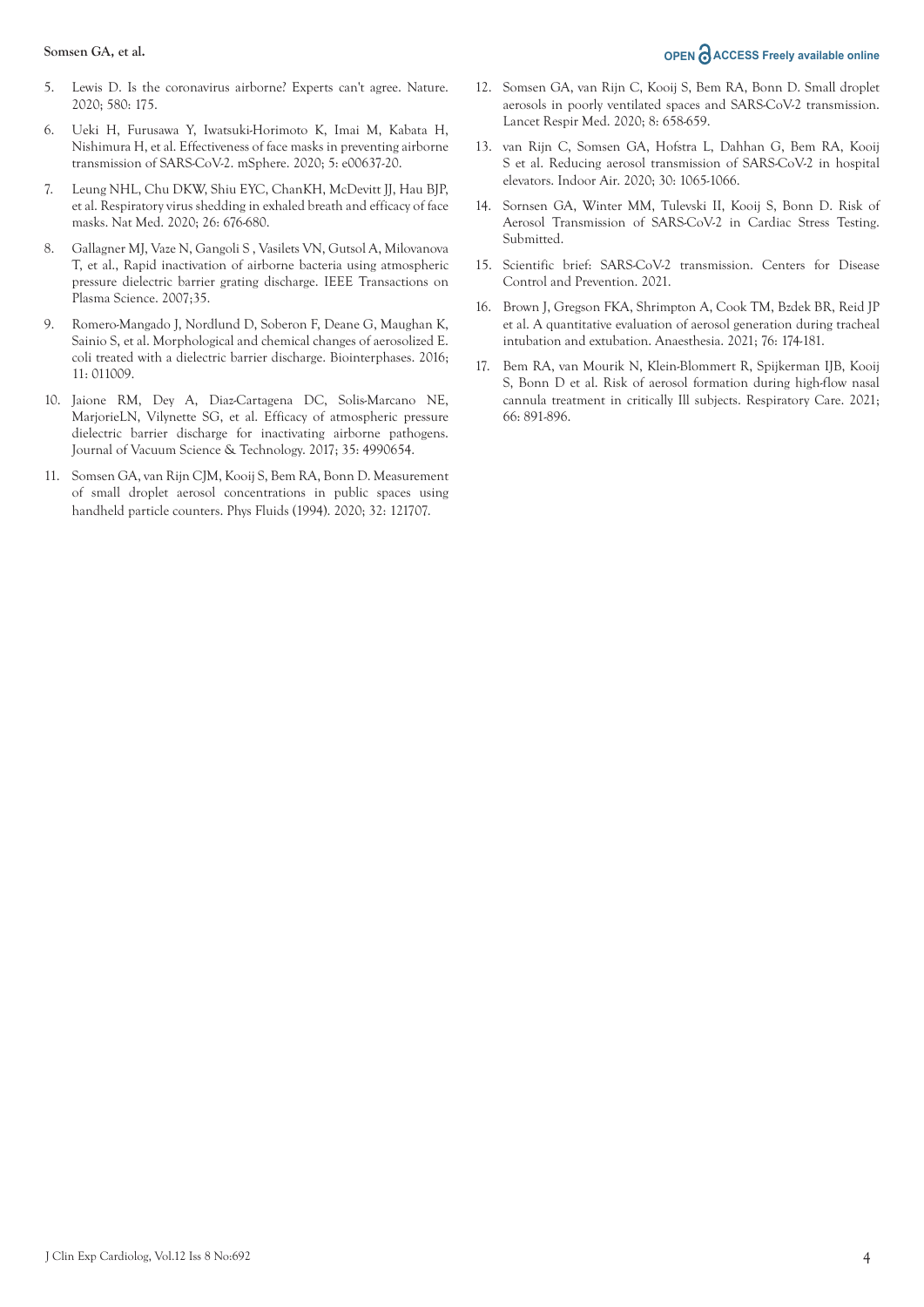5. Lewis D. Is the coronavirus airborne? Experts can't agree. Nature. 2020; 580: 175.

6. Ueki H, Furusawa Y, Iwatsuki-Horimoto K, Imai M, Kabata H, Nishimura H, et al. Effectiveness of face masks in preventing airborne transmission of SARS-CoV-2. mSphere. 2020; 5: e00637-20.

7. Leung NHL, Chu DKW, Shiu EYC, ChanKH, McDevitt JJ, Hau BJP, et al. Respiratory virus shedding in exhaled breath and efficacy of face masks. Nat Med. 2020; 26: 676-680.

8. Gallagner MJ, Vaze N, Gangoli S , Vasilets VN, Gutsol A, Milovanova T, et al., Rapid inactivation of airborne bacteria using atmospheric pressure dielectric barrier grating discharge. IEEE Transactions on Plasma Science. 2007;35.

9. Romero-Mangado J, Nordlund D, Soberon F, Deane G, Maughan K, Sainio S, et al. Morphological and chemical changes of aerosolized E. coli treated with a dielectric barrier discharge. Biointerphases. 2016; 11: 011009.

10. Jaione RM, Dey A, Diaz-Cartagena DC, Solis-Marcano NE, MarjorieLN, Vilynette SG, et al. Efficacy of atmospheric pressure dielectric barrier discharge for inactivating airborne pathogens. Journal of Vacuum Science & Technology. 2017; 35: 4990654.

11. Somsen GA, van Rijn CJM, Kooij S, Bem RA, Bonn D. Measurement of small droplet aerosol concentrations in public spaces using handheld particle counters. Phys Fluids (1994). 2020; 32: 121707.

12. Somsen GA, van Rijn C, Kooij S, Bem RA, Bonn D. Small droplet aerosols in poorly ventilated spaces and SARS-CoV-2 transmission. Lancet Respir Med. 2020; 8: 658-659.

13. van Rijn C, Somsen GA, Hofstra L, Dahhan G, Bem RA, Kooij S et al. Reducing aerosol transmission of SARS-CoV-2 in hospital elevators. Indoor Air. 2020; 30: 1065-1066.

14. Sornsen GA, Winter MM, Tulevski II, Kooij S, Bonn D. Risk of Aerosol Transmission of SARS-CoV-2 in Cardiac Stress Testing. Submitted.

15. Scientific brief: SARS-CoV-2 transmission. Centers for Disease Control and Prevention. 2021.

16. Brown J, Gregson FKA, Shrimpton A, Cook TM, Bzdek BR, Reid JP et al. A quantitative evaluation of aerosol generation during tracheal intubation and extubation. Anaesthesia. 2021; 76: 174-181.

17. Bem RA, van Mourik N, Klein-Blommert R, Spijkerman IJB, Kooij S, Bonn D et al. Risk of aerosol formation during high-flow nasal cannula treatment in critically Ill subjects. Respiratory Care. 2021; 66: 891-896.